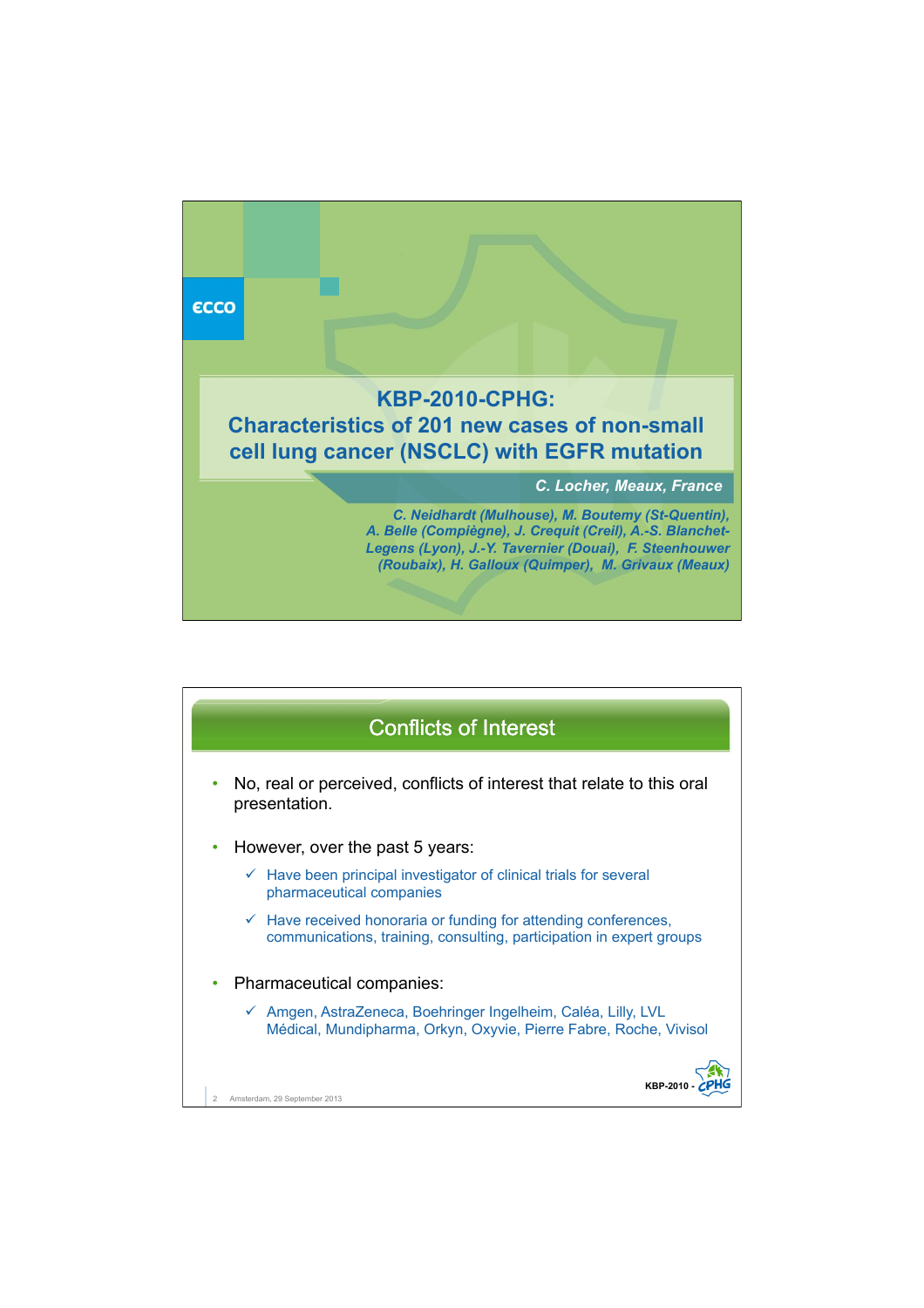ecco

# KBP-2010-CPHG: Characteristics of 201 new cases of non-small cell lung cancer (NSCLC) with EGFR mutation

***C. Locher, Meaux, France***

*C. Neidhardt (Mulhouse), M. Boutemy (St-Quentin), A. Belle (Compiègne), J. Crequit (Creil), A.-S. Blanchet-Legens (Lyon), J.-Y. Tavernier (Douai), F. Steenhouwer (Roubaix), H. Galloux (Quimper), M. Grivaux (Meaux)*

## Conflicts of Interest

- No, real or perceived, conflicts of interest that relate to this oral presentation.
- However, over the past 5 years:
  - ✓ Have been principal investigator of clinical trials for several pharmaceutical companies
  - ✓ Have received honoraria or funding for attending conferences, communications, training, consulting, participation in expert groups
- Pharmaceutical companies:
  - ✓ Amgen, AstraZeneca, Boehringer Ingelheim, Caléa, Lilly, LVL Médical, Mundipharma, Orkyn, Oxyvie, Pierre Fabre, Roche, Vivisol

Amsterdam, 29 September 2013

KBP-2010 - CPHG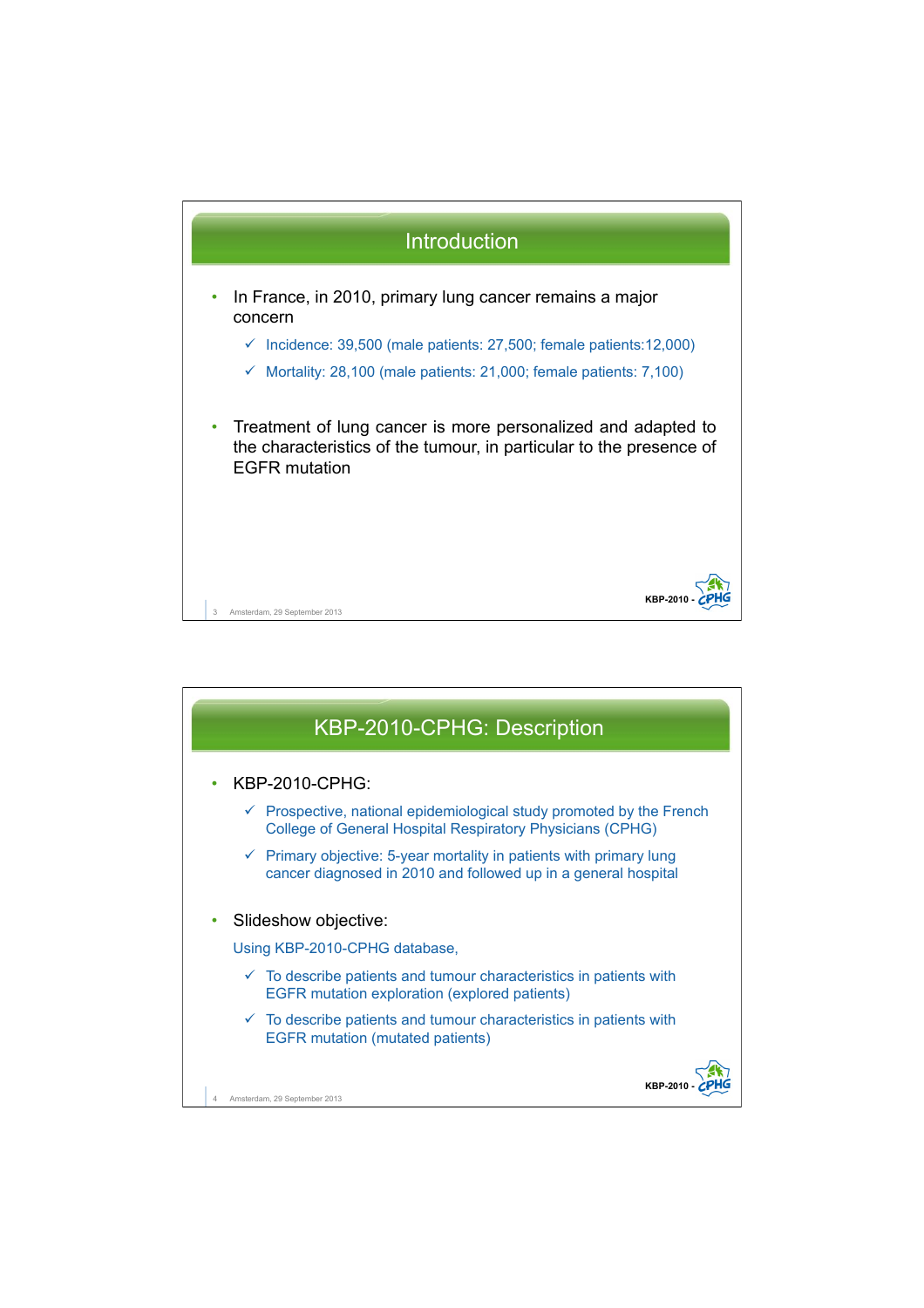## Introduction

- In France, in 2010, primary lung cancer remains a major concern
  - ✓ Incidence: 39,500 (male patients: 27,500; female patients:12,000)
  - ✓ Mortality: 28,100 (male patients: 21,000; female patients: 7,100)

- Treatment of lung cancer is more personalized and adapted to the characteristics of the tumour, in particular to the presence of EGFR mutation

## KBP-2010-CPHG: Description

- KBP-2010-CPHG:
  - ✓ Prospective, national epidemiological study promoted by the French College of General Hospital Respiratory Physicians (CPHG)
  - ✓ Primary objective: 5-year mortality in patients with primary lung cancer diagnosed in 2010 and followed up in a general hospital

- Slideshow objective:

  Using KBP-2010-CPHG database,
  - ✓ To describe patients and tumour characteristics in patients with EGFR mutation exploration (explored patients)
  - ✓ To describe patients and tumour characteristics in patients with EGFR mutation (mutated patients)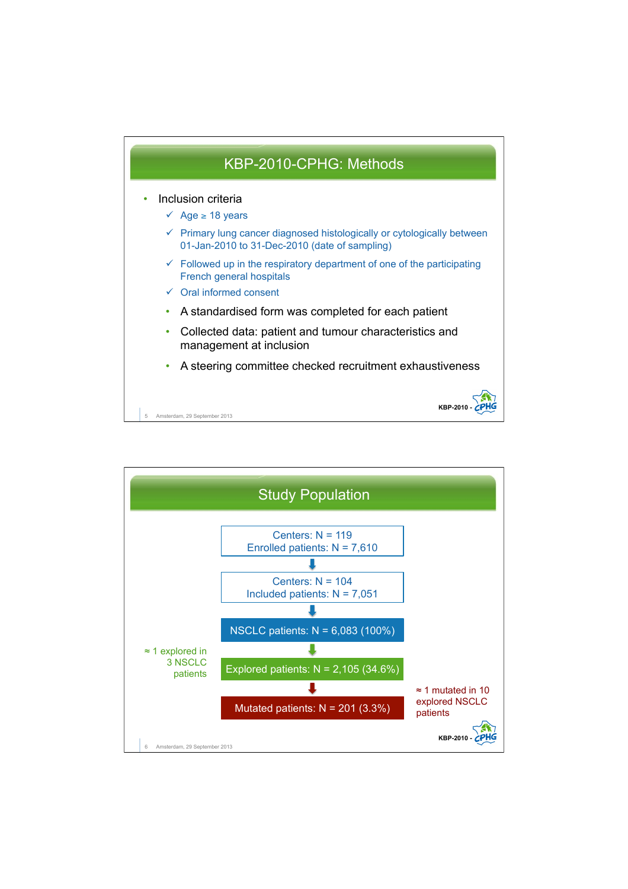## KBP-2010-CPHG: Methods

- Inclusion criteria
  - ✓ Age ≥ 18 years
  - ✓ Primary lung cancer diagnosed histologically or cytologically between 01-Jan-2010 to 31-Dec-2010 (date of sampling)
  - ✓ Followed up in the respiratory department of one of the participating French general hospitals
  - ✓ Oral informed consent
  - A standardised form was completed for each patient
  - Collected data: patient and tumour characteristics and management at inclusion
  - A steering committee checked recruitment exhaustiveness

## Study Population

Centers: N = 119
Enrolled patients: N = 7,610

↓

Centers: N = 104
Included patients: N = 7,051

↓

NSCLC patients: N = 6,083 (100%)

↓

Explored patients: N = 2,105 (34.6%) — ≈ 1 explored in 3 NSCLC patients

↓

Mutated patients: N = 201 (3.3%) — ≈ 1 mutated in 10 explored NSCLC patients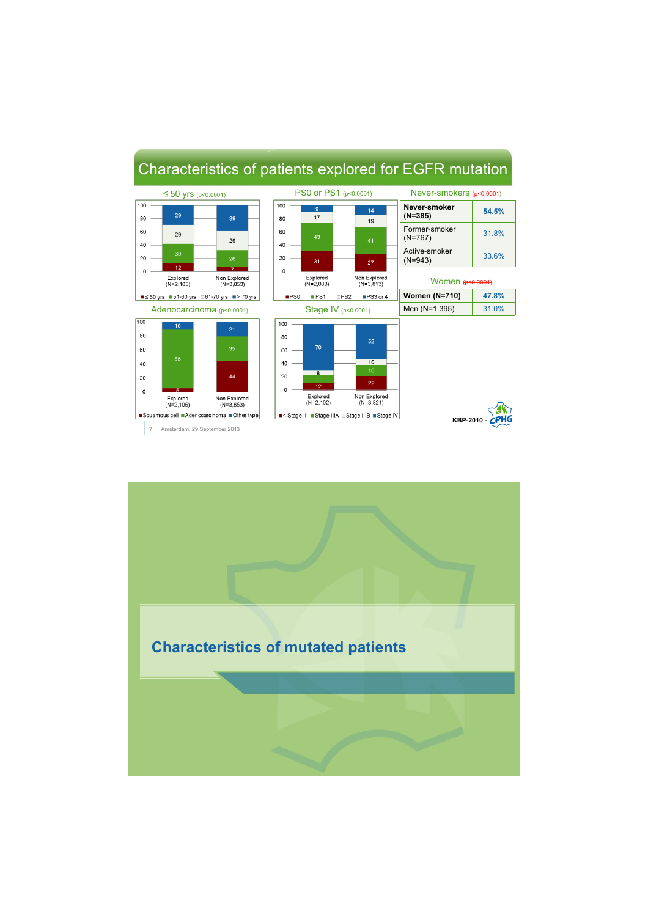# Characteristics of patients explored for EGFR mutation

## ≤ 50 yrs (p<0.0001)

| | Explored (N=2,105) | Non Explored (N=3,853) |
|---|---|---|
| ≤ 50 yrs | 12 | 7 |
| 51-60 yrs | 30 | 26 |
| 61-70 yrs | 29 | 29 |
| > 70 yrs | 29 | 39 |

## PS0 or PS1 (p<0.0001)

| | Explored (N=2,083) | Non Explored (N=3,813) |
|---|---|---|
| PS0 | 31 | 27 |
| PS1 | 43 | 41 |
| PS2 | 17 | 19 |
| PS3 or 4 | 9 | 14 |

## Never-smokers (~~p<0.0001~~)

| | |
|---|---|
| **Never-smoker (N=385)** | **54.5%** |
| Former-smoker (N=767) | 31.8% |
| Active-smoker (N=943) | 33.6% |

## Adenocarcinoma (p<0.0001)

| | Explored (N=2,105) | Non Explored (N=3,853) |
|---|---|---|
| Squamous cell | 5 | 44 |
| Adenocarcinoma | 85 | 35 |
| Other type | 10 | 21 |

## Stage IV (p<0.0001)

| | Explored (N=2,102) | Non Explored (N=3,821) |
|---|---|---|
| < Stage III | 12 | 22 |
| Stage IIIA | 11 | 16 |
| Stage IIIB | 8 | 10 |
| Stage IV | 70 | 52 |

## Women (~~p<0.0001~~)

| | |
|---|---|
| **Women (N=710)** | **47.8%** |
| Men (N=1 395) | 31.0% |

KBP-2010 - CPHG

Amsterdam, 29 September 2013

# Characteristics of mutated patients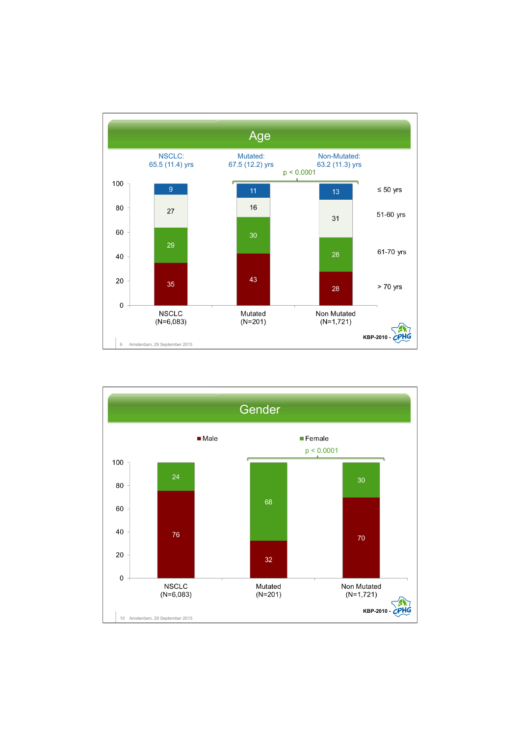## Age

NSCLC: 65.5 (11.4) yrs | Mutated: 67.5 (12.2) yrs | Non-Mutated: 63.2 (11.3) yrs

Mutated vs Non-Mutated: $p < 0.0001$

| Age | NSCLC (N=6,083) | Mutated (N=201) | Non Mutated (N=1,721) |
|---|---|---|---|
| ≤ 50 yrs | 9 | 11 | 13 |
| 51-60 yrs | 27 | 16 | 31 |
| 61-70 yrs | 29 | 30 | 28 |
| > 70 yrs | 35 | 43 | 28 |

KBP-2010 - CPHG

## Gender

Mutated vs Non-Mutated: $p < 0.0001$

| Gender | NSCLC (N=6,083) | Mutated (N=201) | Non Mutated (N=1,721) |
|---|---|---|---|
| Male | 76 | 32 | 70 |
| Female | 24 | 68 | 30 |

KBP-2010 - CPHG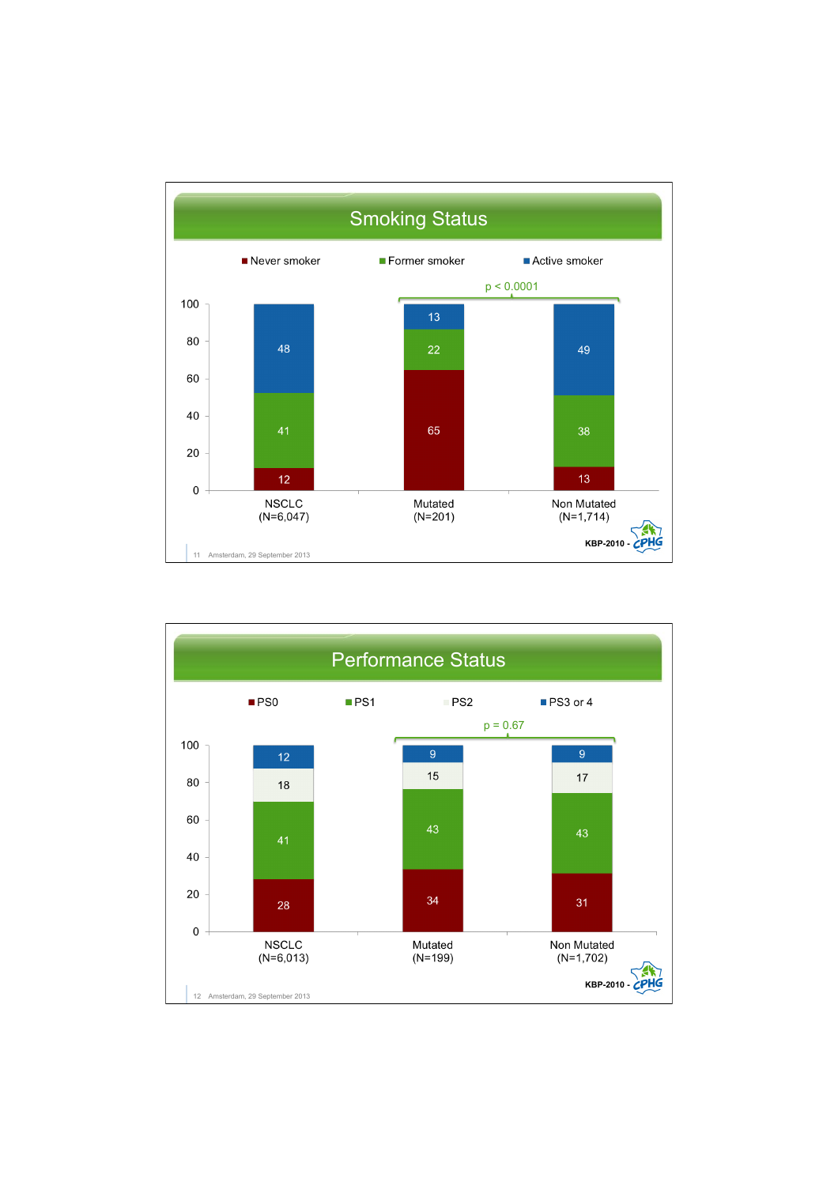## Smoking Status

| | Never smoker | Former smoker | Active smoker |
|---|---|---|---|
| NSCLC (N=6,047) | 12 | 41 | 48 |
| Mutated (N=201) | 65 | 22 | 13 |
| Non Mutated (N=1,714) | 13 | 38 | 49 |

Mutated vs Non Mutated: $p < 0.0001$

KBP-2010 - CPHG

Amsterdam, 29 September 2013

## Performance Status

| | PS0 | PS1 | PS2 | PS3 or 4 |
|---|---|---|---|---|
| NSCLC (N=6,013) | 28 | 41 | 18 | 12 |
| Mutated (N=199) | 34 | 43 | 15 | 9 |
| Non Mutated (N=1,702) | 31 | 43 | 17 | 9 |

Mutated vs Non Mutated: $p = 0.67$

KBP-2010 - CPHG

Amsterdam, 29 September 2013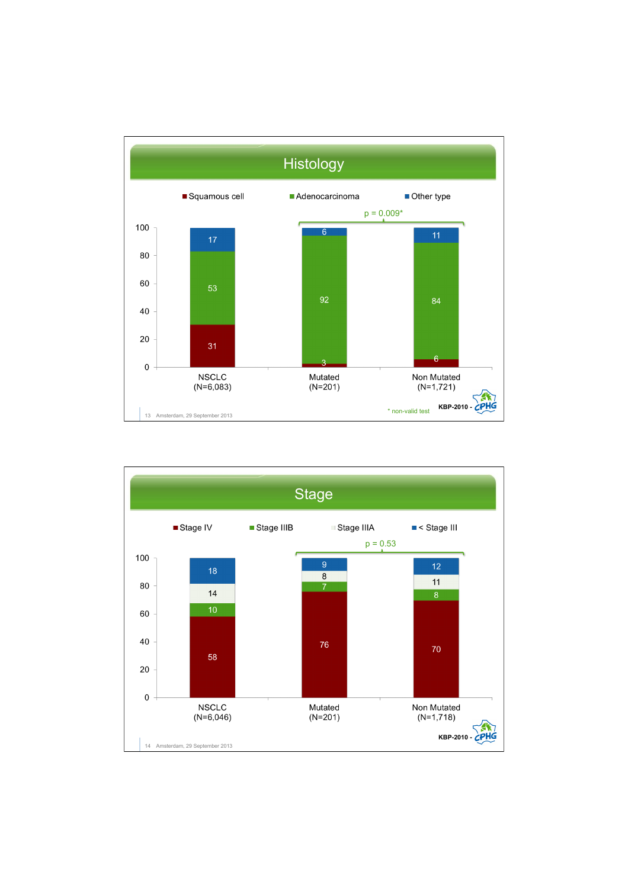## Histology

| | NSCLC (N=6,083) | Mutated (N=201) | Non Mutated (N=1,721) |
|---|---|---|---|
| Squamous cell | 31 | 3 | 6 |
| Adenocarcinoma | 53 | 92 | 84 |
| Other type | 17 | 6 | 11 |

p = 0.009* (Mutated vs Non Mutated)

\* non-valid test

KBP-2010 - CPHG

## Stage

| | NSCLC (N=6,046) | Mutated (N=201) | Non Mutated (N=1,718) |
|---|---|---|---|
| Stage IV | 58 | 76 | 70 |
| Stage IIIB | 10 | 7 | 8 |
| Stage IIIA | 14 | 8 | 11 |
| < Stage III | 18 | 9 | 12 |

p = 0.53 (Mutated vs Non Mutated)

KBP-2010 - CPHG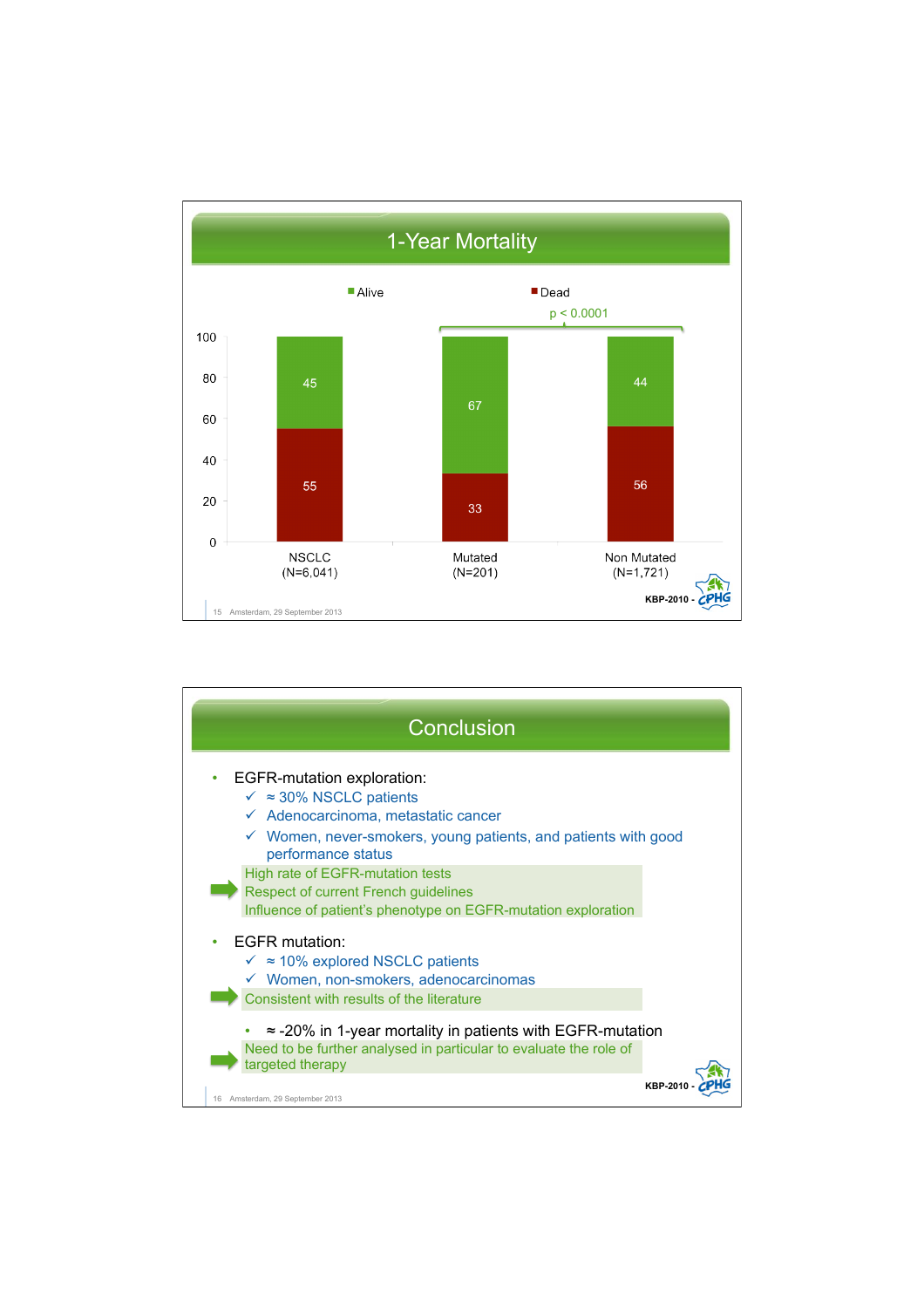# 1-Year Mortality

Alive / Dead

$p < 0.0001$

| | NSCLC (N=6,041) | Mutated (N=201) | Non Mutated (N=1,721) |
|---|---|---|---|
| Alive | 45 | 67 | 44 |
| Dead | 55 | 33 | 56 |

KBP-2010 - CPHG

# Conclusion

- EGFR-mutation exploration:
  - ✓ ≈ 30% NSCLC patients
  - ✓ Adenocarcinoma, metastatic cancer
  - ✓ Women, never-smokers, young patients, and patients with good performance status

➡ High rate of EGFR-mutation tests
Respect of current French guidelines
Influence of patient's phenotype on EGFR-mutation exploration

- EGFR mutation:
  - ✓ ≈ 10% explored NSCLC patients
  - ✓ Women, non-smokers, adenocarcinomas

➡ Consistent with results of the literature

- ≈ -20% in 1-year mortality in patients with EGFR-mutation

➡ Need to be further analysed in particular to evaluate the role of targeted therapy

KBP-2010 - CPHG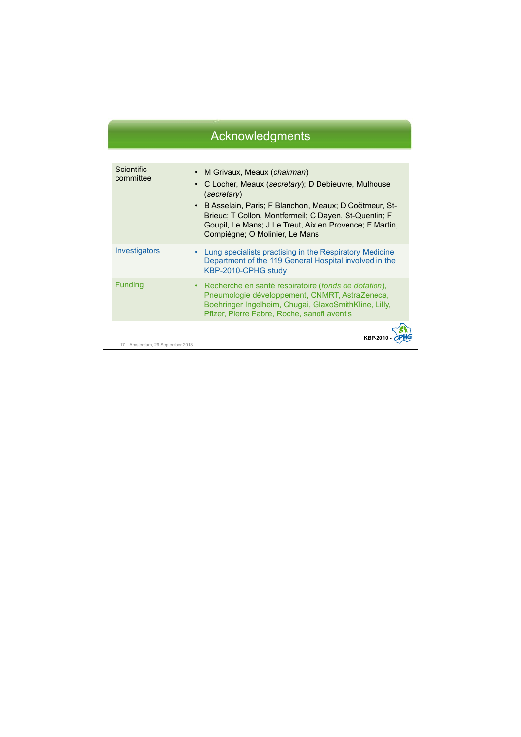# Acknowledgments

| | |
|---|---|
| Scientific committee | • M Grivaux, Meaux (*chairman*)<br>• C Locher, Meaux (*secretary*); D Debieuvre, Mulhouse (*secretary*)<br>• B Asselain, Paris; F Blanchon, Meaux; D Coëtmeur, St-Brieuc; T Collon, Montfermeil; C Dayen, St-Quentin; F Goupil, Le Mans; J Le Treut, Aix en Provence; F Martin, Compiègne; O Molinier, Le Mans |
| Investigators | • Lung specialists practising in the Respiratory Medicine Department of the 119 General Hospital involved in the KBP-2010-CPHG study |
| Funding | • Recherche en santé respiratoire (*fonds de dotation*), Pneumologie développement, CNMRT, AstraZeneca, Boehringer Ingelheim, Chugai, GlaxoSmithKline, Lilly, Pfizer, Pierre Fabre, Roche, sanofi aventis |

Amsterdam, 29 September 2013

KBP-2010 - CPHG